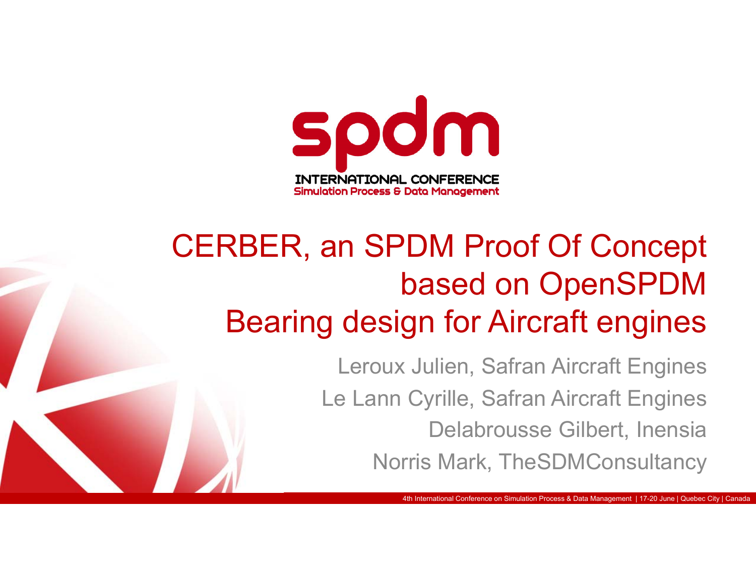spdm

INTERNATIONAL CONFERENCE
Simulation Process & Data Management

# CERBER, an SPDM Proof Of Concept based on OpenSPDM
# Bearing design for Aircraft engines

Leroux Julien, Safran Aircraft Engines

Le Lann Cyrille, Safran Aircraft Engines

Delabrousse Gilbert, Inensia

Norris Mark, TheSDMConsultancy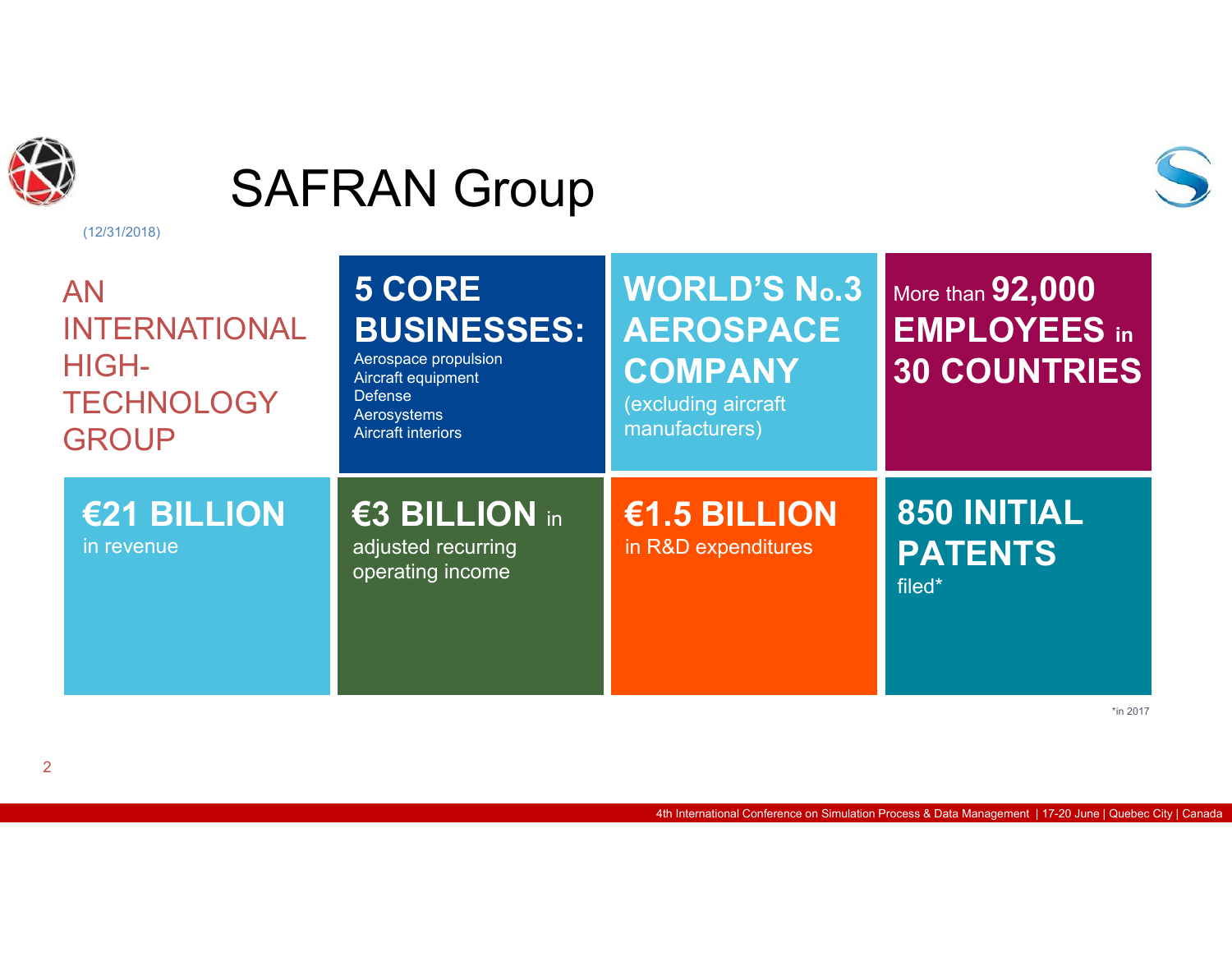# SAFRAN Group

(12/31/2018)

**AN INTERNATIONAL HIGH-TECHNOLOGY GROUP**

**5 CORE BUSINESSES:**
- Aerospace propulsion
- Aircraft equipment
- Defense
- Aerosystems
- Aircraft interiors

**WORLD'S No.3 AEROSPACE COMPANY** (excluding aircraft manufacturers)

More than **92,000 EMPLOYEES** in **30 COUNTRIES**

**€21 BILLION** in revenue

**€3 BILLION** in adjusted recurring operating income

**€1.5 BILLION** in R&D expenditures

**850 INITIAL PATENTS** filed*

*in 2017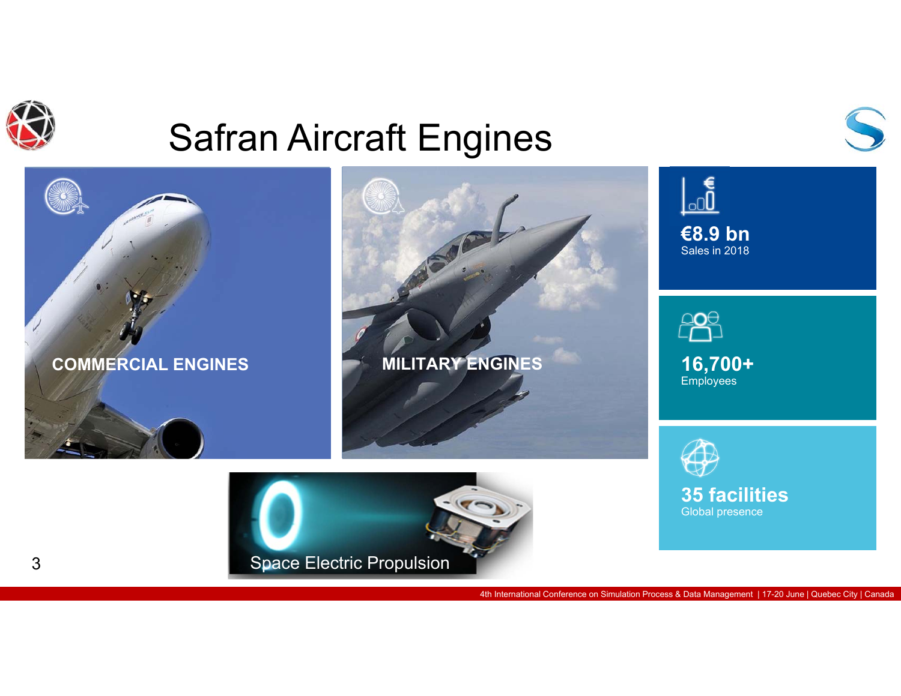# Safran Aircraft Engines

COMMERCIAL ENGINES

MILITARY ENGINES

Space Electric Propulsion

**€8.9 bn**
Sales in 2018

**16,700+**
Employees

**35 facilities**
Global presence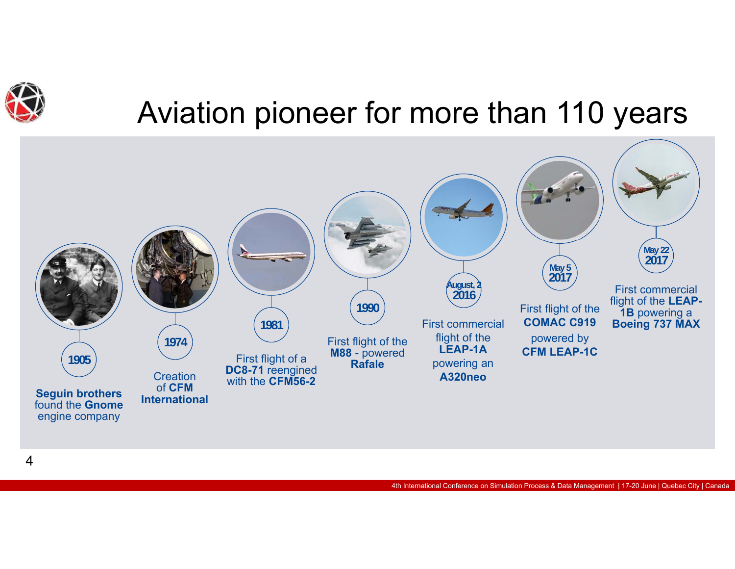# Aviation pioneer for more than 110 years

- **1905** — **Seguin brothers** found the **Gnome** engine company
- **1974** — Creation of **CFM International**
- **1981** — First flight of a **DC8-71** reengined with the **CFM56-2**
- **1990** — First flight of the **M88** - powered **Rafale**
- **August, 2 2016** — First commercial flight of the **LEAP-1A** powering an **A320neo**
- **May 5 2017** — First flight of the **COMAC C919** powered by **CFM LEAP-1C**
- **May 22 2017** — First commercial flight of the **LEAP-1B** powering a **Boeing 737 MAX**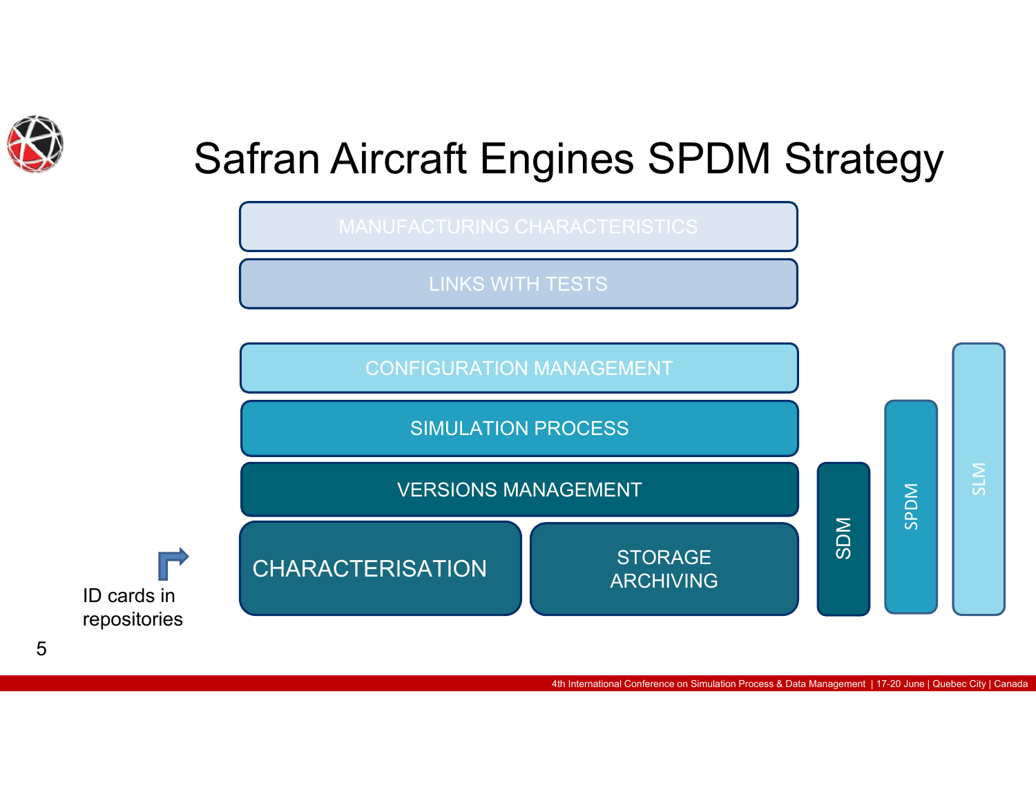# Safran Aircraft Engines SPDM Strategy

MANUFACTURING CHARACTERISTICS

LINKS WITH TESTS

CONFIGURATION MANAGEMENT

SIMULATION PROCESS

VERSIONS MANAGEMENT

CHARACTERISATION

STORAGE ARCHIVING

SDM

SPDM

SLM

ID cards in repositories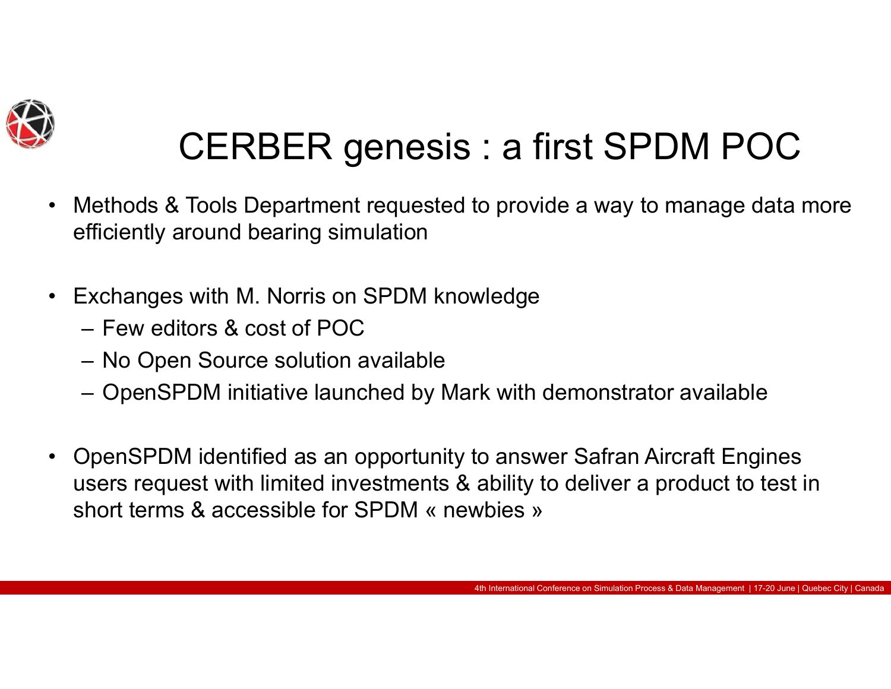# CERBER genesis : a first SPDM POC

- Methods & Tools Department requested to provide a way to manage data more efficiently around bearing simulation
- Exchanges with M. Norris on SPDM knowledge
  - Few editors & cost of POC
  - No Open Source solution available
  - OpenSPDM initiative launched by Mark with demonstrator available
- OpenSPDM identified as an opportunity to answer Safran Aircraft Engines users request with limited investments & ability to deliver a product to test in short terms & accessible for SPDM « newbies »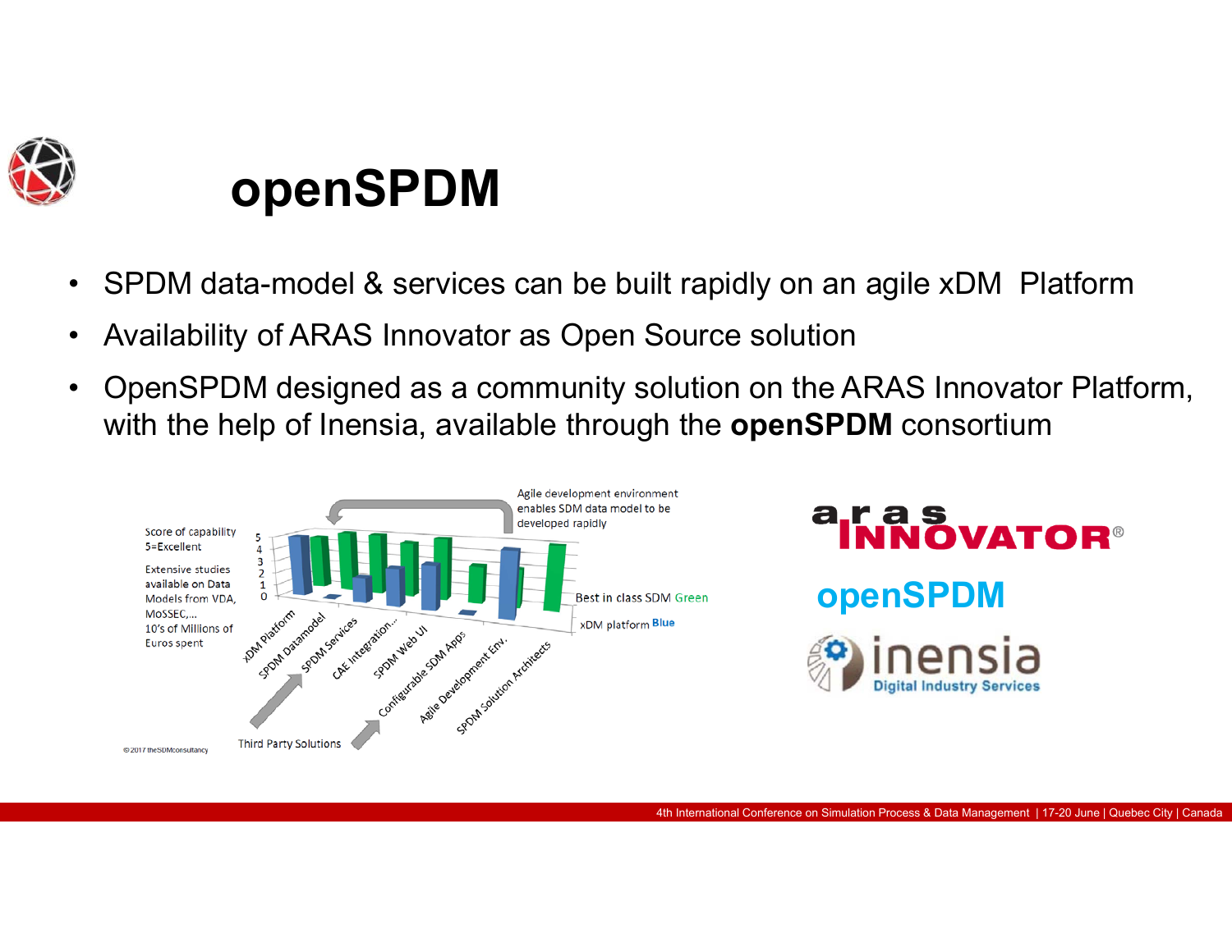# openSPDM

- SPDM data-model & services can be built rapidly on an agile xDM Platform
- Availability of ARAS Innovator as Open Source solution
- OpenSPDM designed as a community solution on the ARAS Innovator Platform, with the help of Inensia, available through the **openSPDM** consortium

Score of capability 5=Excellent

Extensive studies available on Data Models from VDA, MoSSEC,… 10's of Millions of Euros spent

Agile development environment enables SDM data model to be developed rapidly

Best in class SDM Green

xDM platform Blue

xDM Platform, SPDM Datamodel, SPDM Services, CAE Integration…, SPDM Web UI, Configurable SDM Apps, Agile Development Env., SPDM Solution Architects

Third Party Solutions

©2017 theSDMconsultancy

aras INNOVATOR®

openSPDM

inensia Digital Industry Services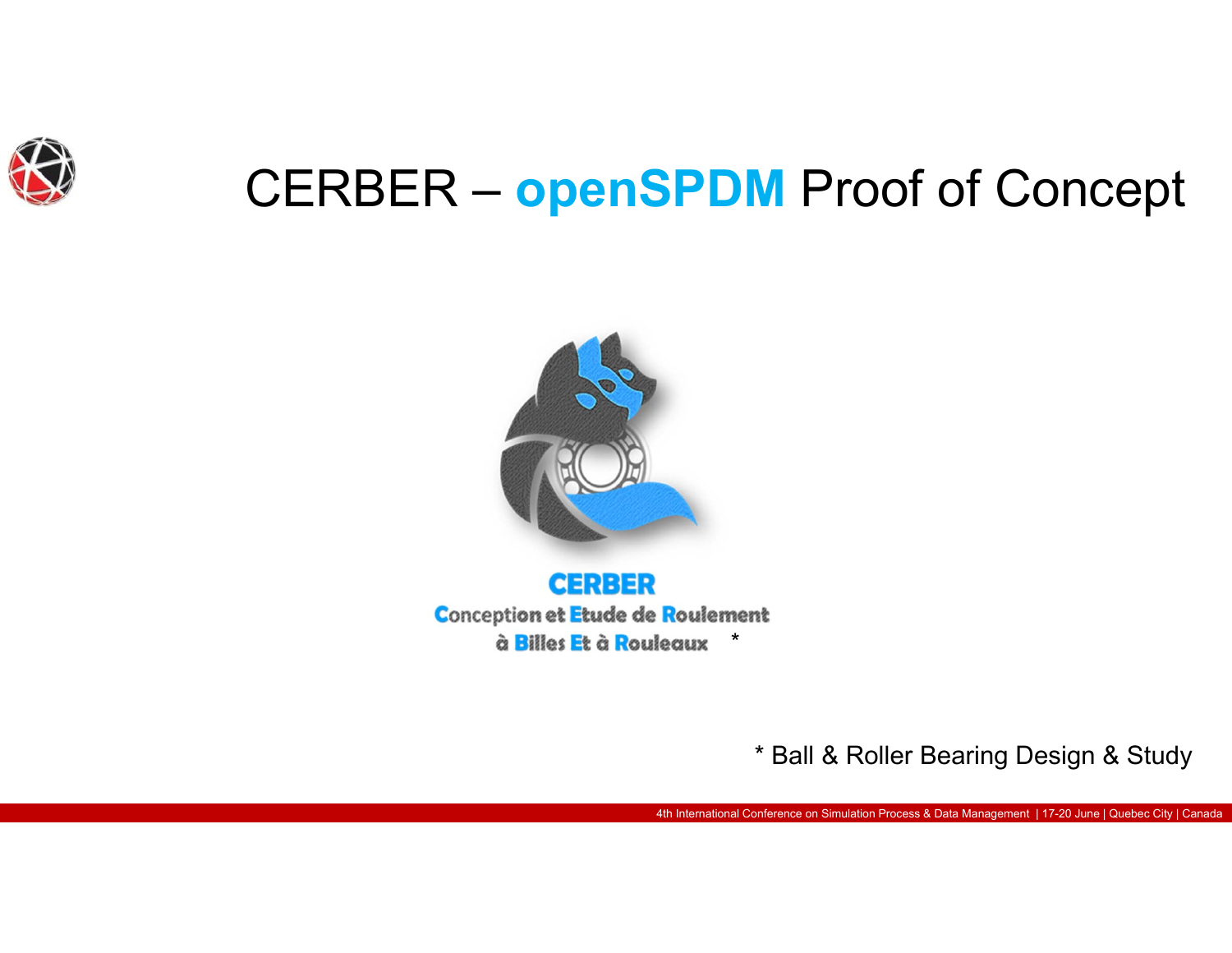# CERBER – **openSPDM** Proof of Concept

**CERBER**

**C**onception et **E**tude de **R**oulement à **B**illes **E**t à **R**ouleaux *

* Ball & Roller Bearing Design & Study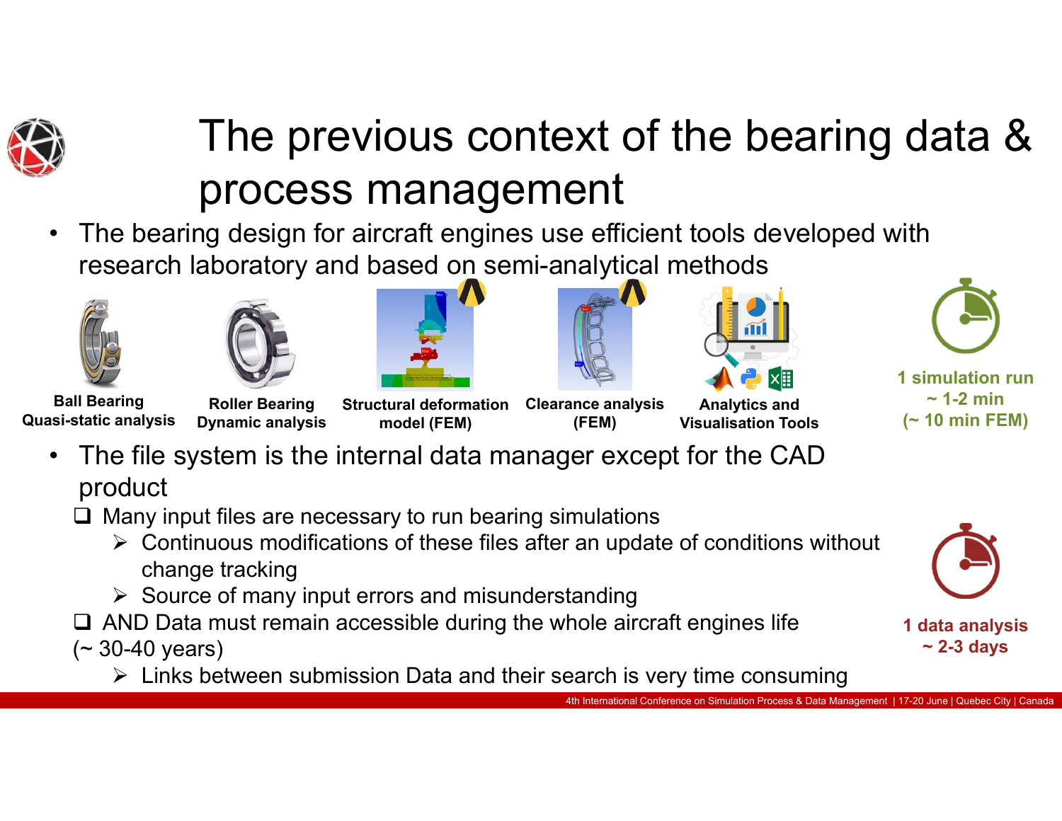# The previous context of the bearing data & process management

- The bearing design for aircraft engines use efficient tools developed with research laboratory and based on semi-analytical methods

**Ball Bearing Quasi-static analysis**

**Roller Bearing Dynamic analysis**

**Structural deformation model (FEM)**

**Clearance analysis (FEM)**

**Analytics and Visualisation Tools**

**1 simulation run ~ 1-2 min (~ 10 min FEM)**

- The file system is the internal data manager except for the CAD product
  - ❑ Many input files are necessary to run bearing simulations
    - ➢ Continuous modifications of these files after an update of conditions without change tracking
    - ➢ Source of many input errors and misunderstanding
  - ❑ AND Data must remain accessible during the whole aircraft engines life (~ 30-40 years)
    - ➢ Links between submission Data and their search is very time consuming

**1 data analysis ~ 2-3 days**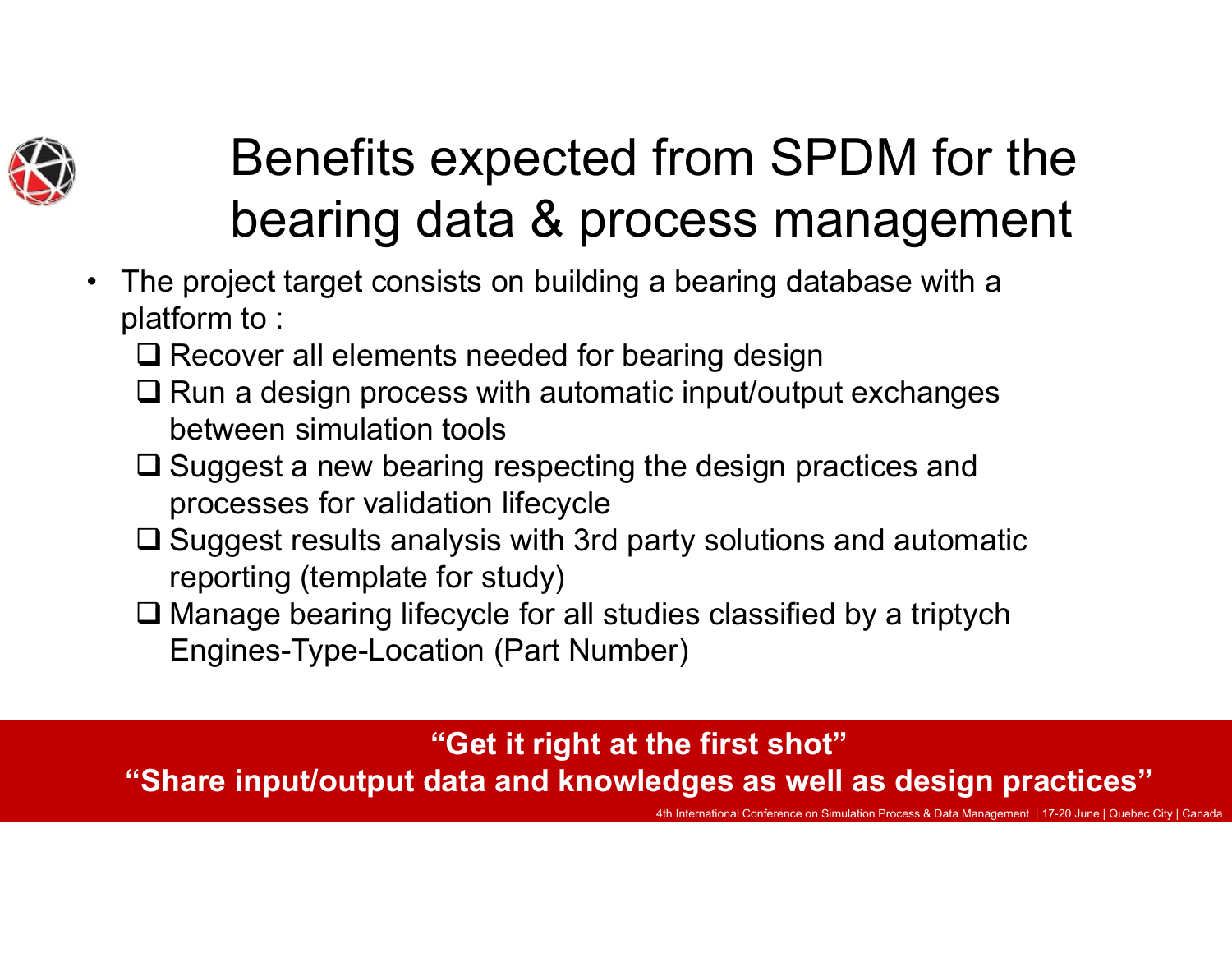# Benefits expected from SPDM for the bearing data & process management

- The project target consists on building a bearing database with a platform to :
  - ❑ Recover all elements needed for bearing design
  - ❑ Run a design process with automatic input/output exchanges between simulation tools
  - ❑ Suggest a new bearing respecting the design practices and processes for validation lifecycle
  - ❑ Suggest results analysis with 3rd party solutions and automatic reporting (template for study)
  - ❑ Manage bearing lifecycle for all studies classified by a triptych Engines-Type-Location (Part Number)

**"Get it right at the first shot"**

**"Share input/output data and knowledges as well as design practices"**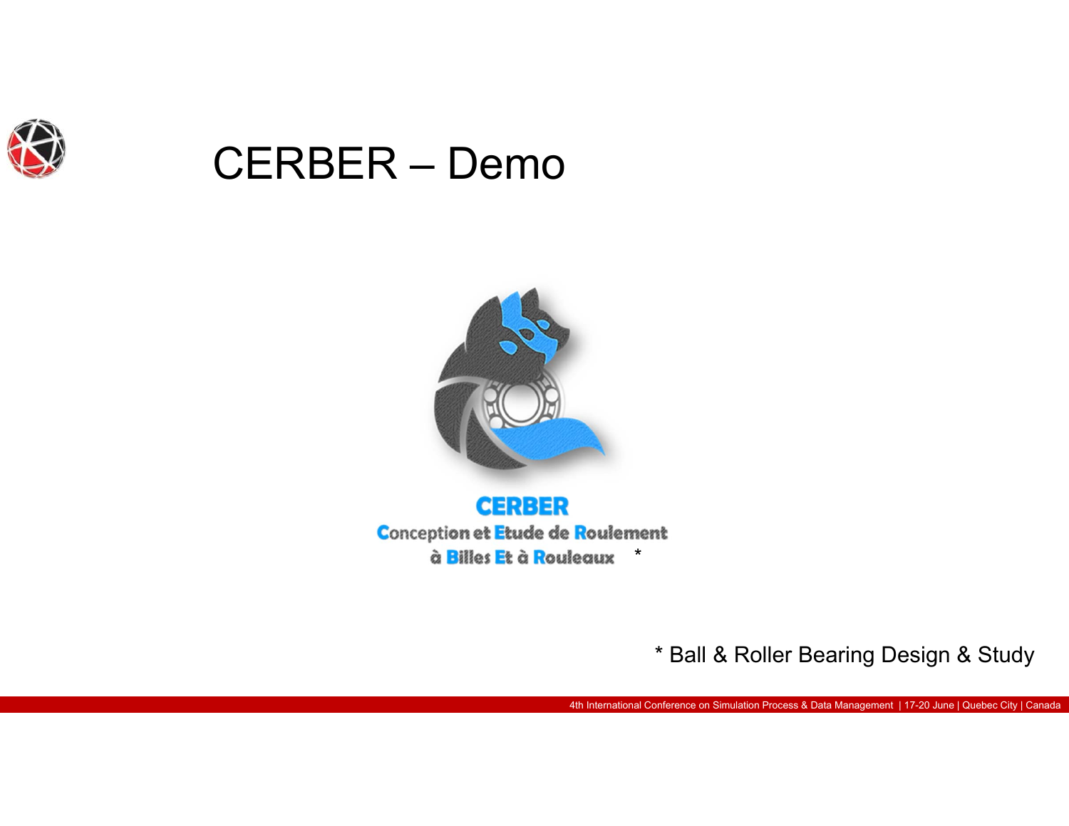# CERBER – Demo

**CERBER**

**Conception et Etude de Roulement à Billes Et à Rouleaux** *

* Ball & Roller Bearing Design & Study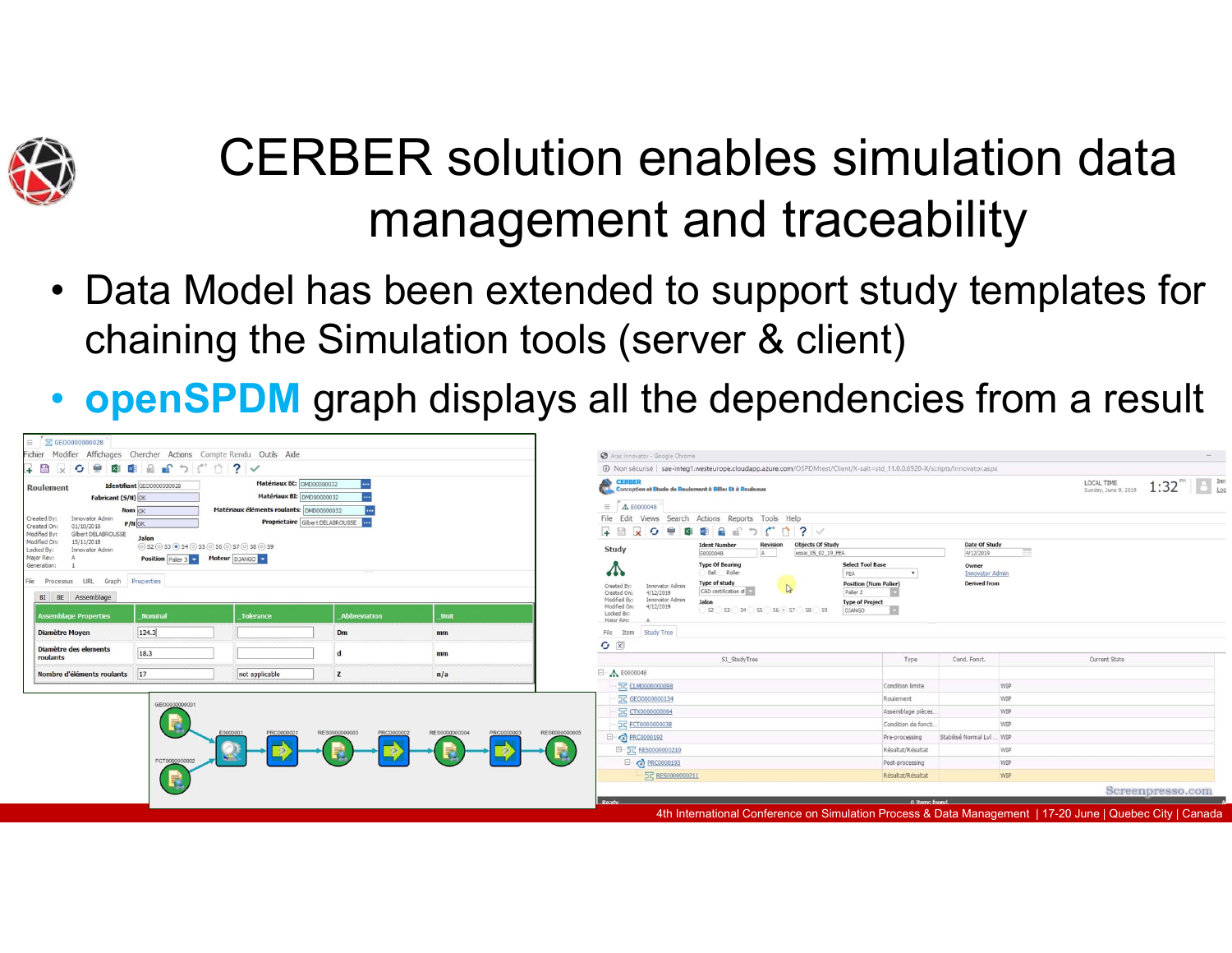# CERBER solution enables simulation data management and traceability

- Data Model has been extended to support study templates for chaining the Simulation tools (server & client)
- **openSPDM** graph displays all the dependencies from a result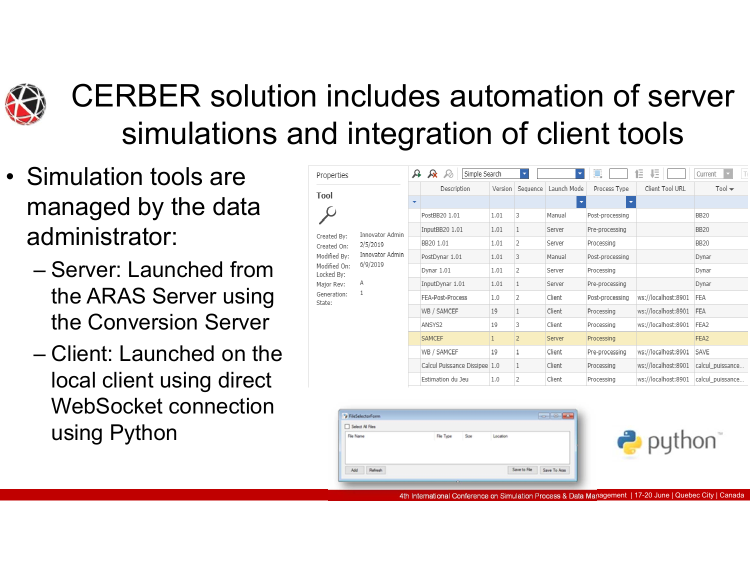# CERBER solution includes automation of server simulations and integration of client tools

- Simulation tools are managed by the data administrator:
  - Server: Launched from the ARAS Server using the Conversion Server
  - Client: Launched on the local client using direct WebSocket connection using Python

Properties

**Tool**

Created By: Innovator Admin
Created On: 2/5/2019
Modified By: Innovator Admin
Modified On: 6/9/2019
Locked By:
Major Rev: A
Generation: 1
State:

| Description | Version | Sequence | Launch Mode | Process Type | Client Tool URL | Tool |
|---|---|---|---|---|---|---|
| PostBB20 1.01 | 1.01 | 3 | Manual | Post-processing | | BB20 |
| InputBB20 1.01 | 1.01 | 1 | Server | Pre-processing | | BB20 |
| BB20 1.01 | 1.01 | 2 | Server | Processing | | BB20 |
| PostDynar 1.01 | 1.01 | 3 | Manual | Post-processing | | Dynar |
| Dynar 1.01 | 1.01 | 2 | Server | Processing | | Dynar |
| InputDynar 1.01 | 1.01 | 1 | Server | Pre-processing | | Dynar |
| FEA-Post-Process | 1.0 | 2 | Client | Post-processing | ws://localhost:8901 | FEA |
| WB / SAMCEF | 19 | 1 | Client | Processing | ws://localhost:8901 | FEA |
| ANSYS2 | 19 | 3 | Client | Processing | ws://localhost:8901 | FEA2 |
| SAMCEF | 1 | 2 | Server | Processing | | FEA2 |
| WB / SAMCEF | 19 | 1 | Client | Pre-processing | ws://localhost:8901 | SAVE |
| Calcul Puissance Dissipee | 1.0 | 1 | Client | Processing | ws://localhost:8901 | calcul_puissance... |
| Estimation du Jeu | 1.0 | 2 | Client | Processing | ws://localhost:8901 | calcul_puissance... |

FileSelectorForm

Select All Files

| File Name | File Type | Size | Location |
|---|---|---|---|

Add | Refresh | Save to File | Save To Aras

python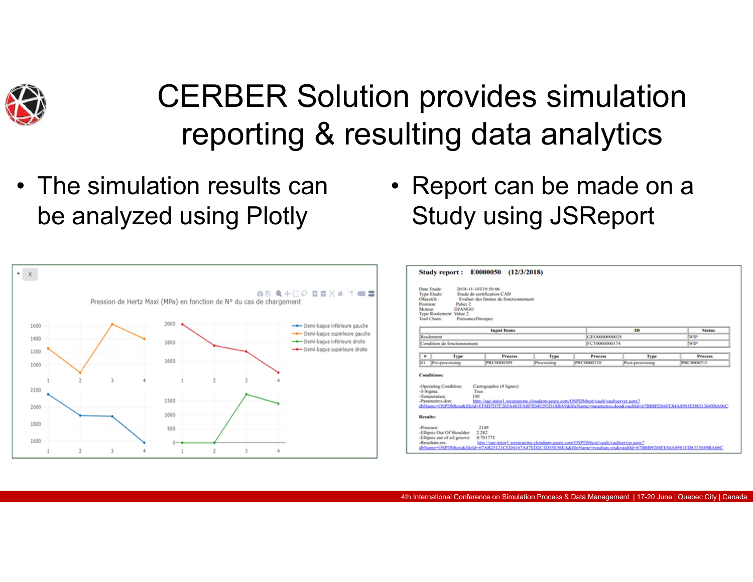# CERBER Solution provides simulation reporting & resulting data analytics

- The simulation results can be analyzed using Plotly
- Report can be made on a Study using JSReport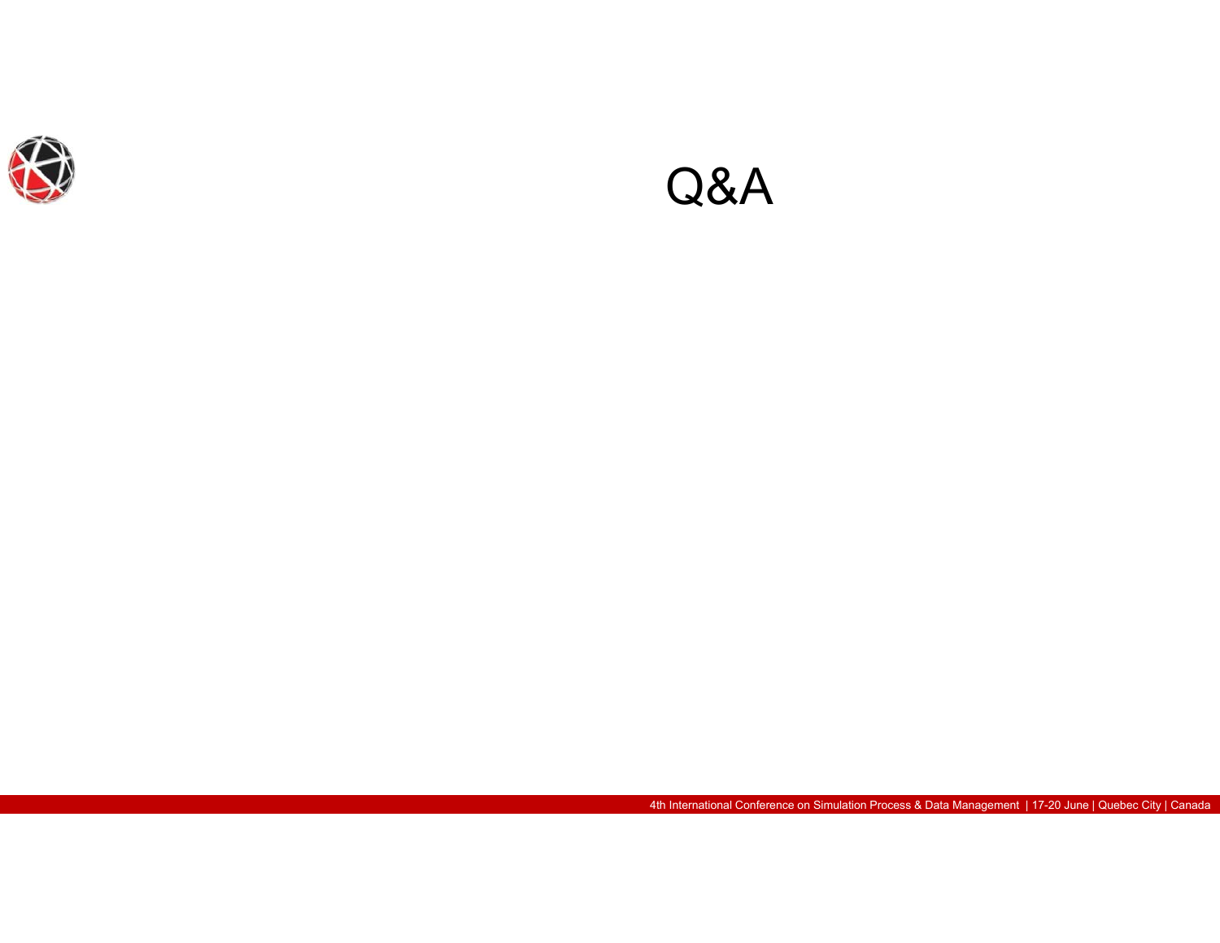# Q&A